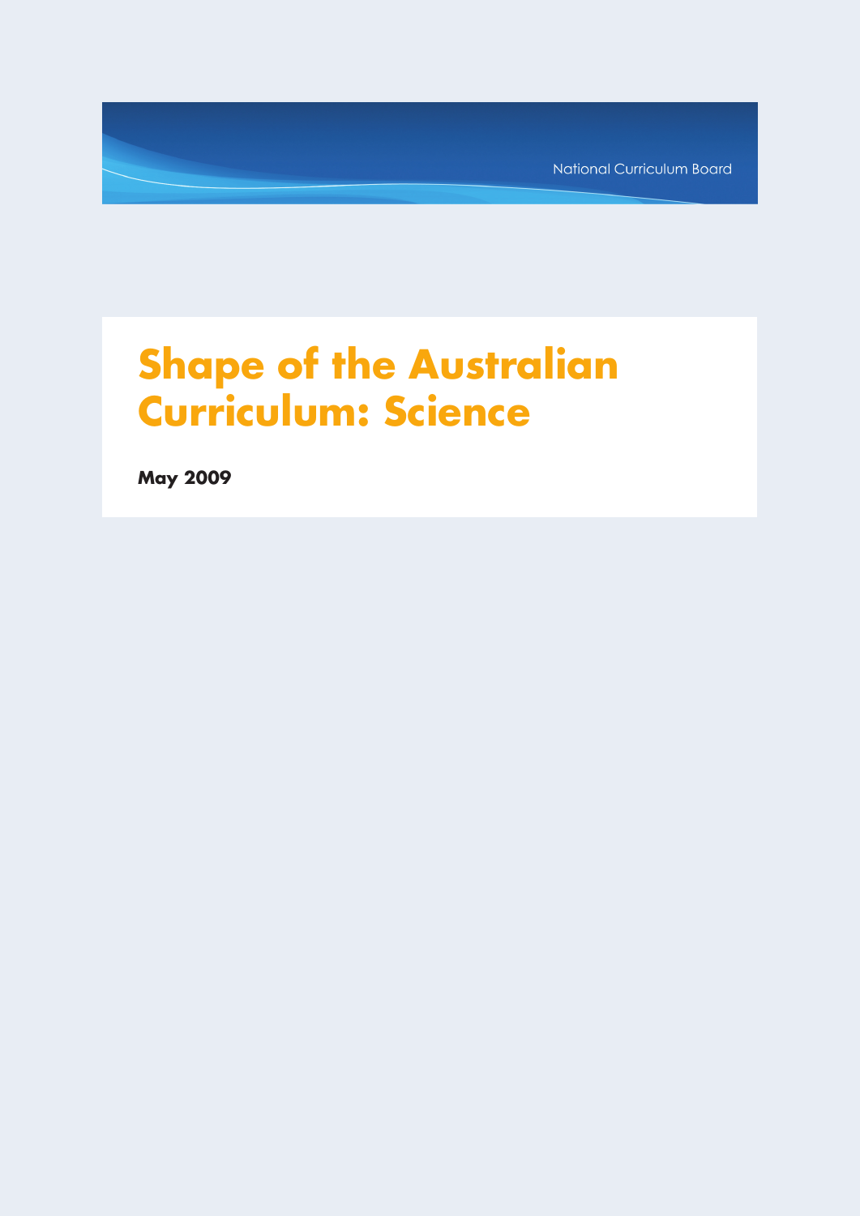National Curriculum Board

# Shape of the Australian Curriculum: Science

**May 2009**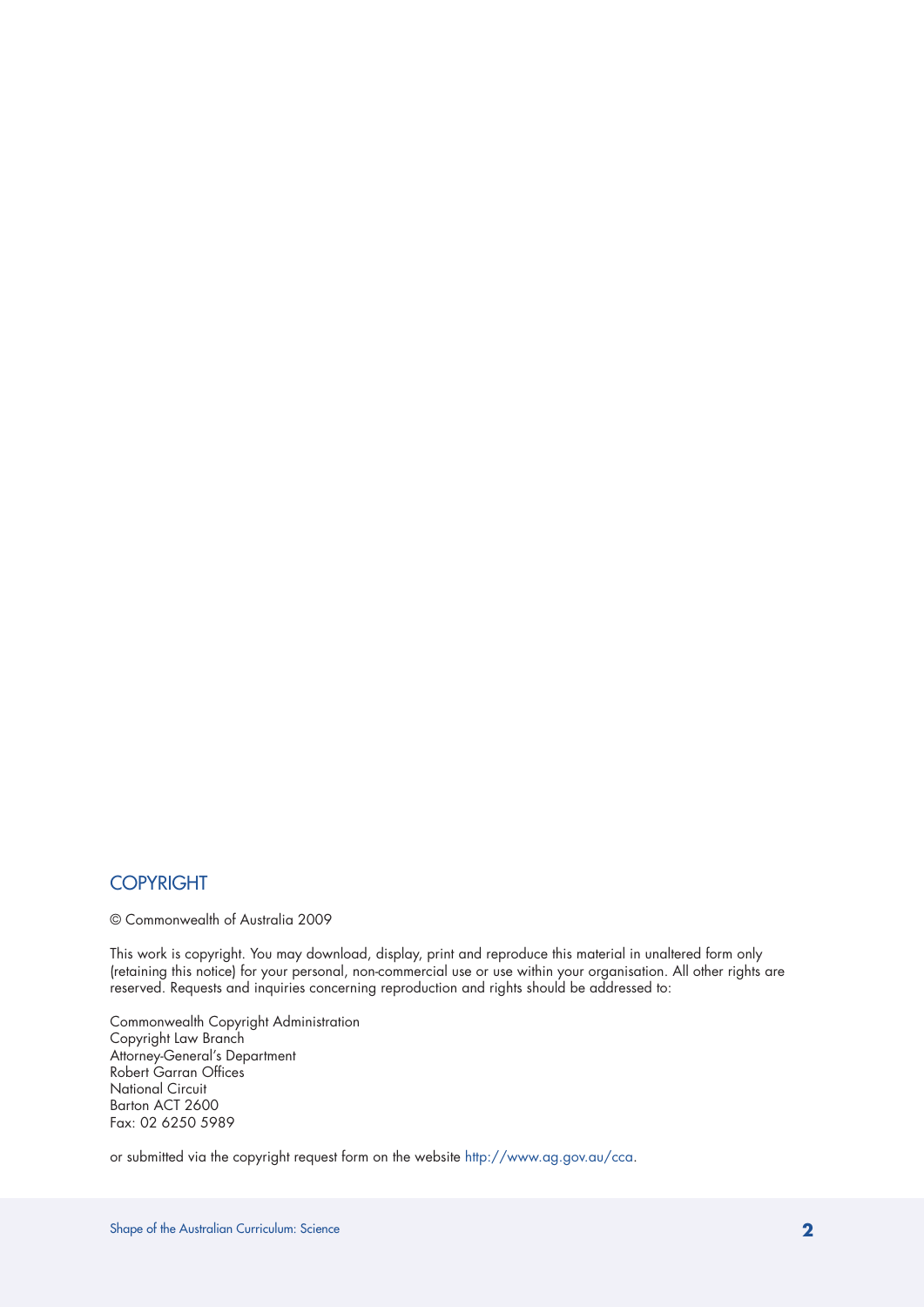## COPYRIGHT

© Commonwealth of Australia 2009

This work is copyright. You may download, display, print and reproduce this material in unaltered form only (retaining this notice) for your personal, non-commercial use or use within your organisation. All other rights are reserved. Requests and inquiries concerning reproduction and rights should be addressed to:

Commonwealth Copyright Administration  
Copyright Law Branch  
Attorney-General's Department  
Robert Garran Offices  
National Circuit  
Barton ACT 2600  
Fax: 02 6250 5989

or submitted via the copyright request form on the website http://www.ag.gov.au/cca.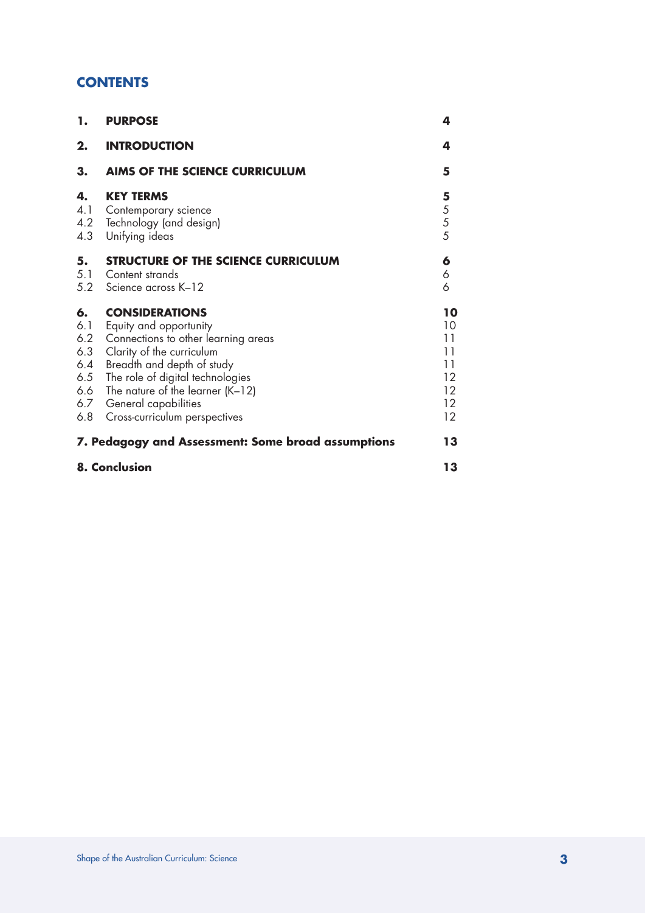## CONTENTS

| | | |
|---|---|---|
| **1.** | **PURPOSE** | **4** |
| **2.** | **INTRODUCTION** | **4** |
| **3.** | **AIMS OF THE SCIENCE CURRICULUM** | **5** |
| **4.** | **KEY TERMS** | **5** |
| 4.1 | Contemporary science | 5 |
| 4.2 | Technology (and design) | 5 |
| 4.3 | Unifying ideas | 5 |
| **5.** | **STRUCTURE OF THE SCIENCE CURRICULUM** | **6** |
| 5.1 | Content strands | 6 |
| 5.2 | Science across K–12 | 6 |
| **6.** | **CONSIDERATIONS** | **10** |
| 6.1 | Equity and opportunity | 10 |
| 6.2 | Connections to other learning areas | 11 |
| 6.3 | Clarity of the curriculum | 11 |
| 6.4 | Breadth and depth of study | 11 |
| 6.5 | The role of digital technologies | 12 |
| 6.6 | The nature of the learner (K–12) | 12 |
| 6.7 | General capabilities | 12 |
| 6.8 | Cross-curriculum perspectives | 12 |
| **7.** | **Pedagogy and Assessment: Some broad assumptions** | **13** |
| **8.** | **Conclusion** | **13** |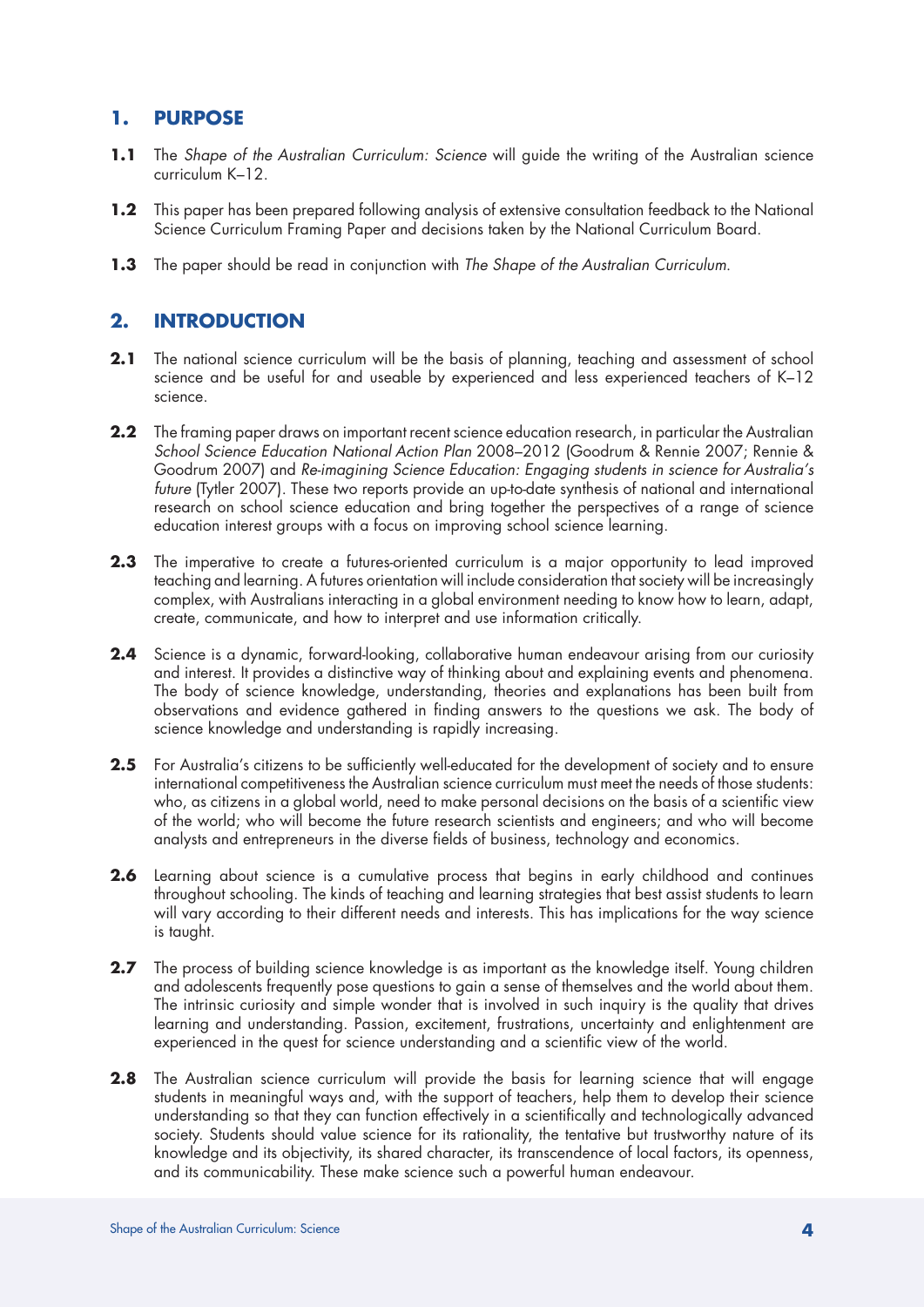## 1. PURPOSE

**1.1** The *Shape of the Australian Curriculum: Science* will guide the writing of the Australian science curriculum K–12.

**1.2** This paper has been prepared following analysis of extensive consultation feedback to the National Science Curriculum Framing Paper and decisions taken by the National Curriculum Board.

**1.3** The paper should be read in conjunction with *The Shape of the Australian Curriculum.*

## 2. INTRODUCTION

**2.1** The national science curriculum will be the basis of planning, teaching and assessment of school science and be useful for and useable by experienced and less experienced teachers of K–12 science.

**2.2** The framing paper draws on important recent science education research, in particular the Australian *School Science Education National Action Plan* 2008–2012 (Goodrum & Rennie 2007; Rennie & Goodrum 2007) and *Re-imagining Science Education: Engaging students in science for Australia's future* (Tytler 2007). These two reports provide an up-to-date synthesis of national and international research on school science education and bring together the perspectives of a range of science education interest groups with a focus on improving school science learning.

**2.3** The imperative to create a futures-oriented curriculum is a major opportunity to lead improved teaching and learning. A futures orientation will include consideration that society will be increasingly complex, with Australians interacting in a global environment needing to know how to learn, adapt, create, communicate, and how to interpret and use information critically.

**2.4** Science is a dynamic, forward-looking, collaborative human endeavour arising from our curiosity and interest. It provides a distinctive way of thinking about and explaining events and phenomena. The body of science knowledge, understanding, theories and explanations has been built from observations and evidence gathered in finding answers to the questions we ask. The body of science knowledge and understanding is rapidly increasing.

**2.5** For Australia's citizens to be sufficiently well-educated for the development of society and to ensure international competitiveness the Australian science curriculum must meet the needs of those students: who, as citizens in a global world, need to make personal decisions on the basis of a scientific view of the world; who will become the future research scientists and engineers; and who will become analysts and entrepreneurs in the diverse fields of business, technology and economics.

**2.6** Learning about science is a cumulative process that begins in early childhood and continues throughout schooling. The kinds of teaching and learning strategies that best assist students to learn will vary according to their different needs and interests. This has implications for the way science is taught.

**2.7** The process of building science knowledge is as important as the knowledge itself. Young children and adolescents frequently pose questions to gain a sense of themselves and the world about them. The intrinsic curiosity and simple wonder that is involved in such inquiry is the quality that drives learning and understanding. Passion, excitement, frustrations, uncertainty and enlightenment are experienced in the quest for science understanding and a scientific view of the world.

**2.8** The Australian science curriculum will provide the basis for learning science that will engage students in meaningful ways and, with the support of teachers, help them to develop their science understanding so that they can function effectively in a scientifically and technologically advanced society. Students should value science for its rationality, the tentative but trustworthy nature of its knowledge and its objectivity, its shared character, its transcendence of local factors, its openness, and its communicability. These make science such a powerful human endeavour.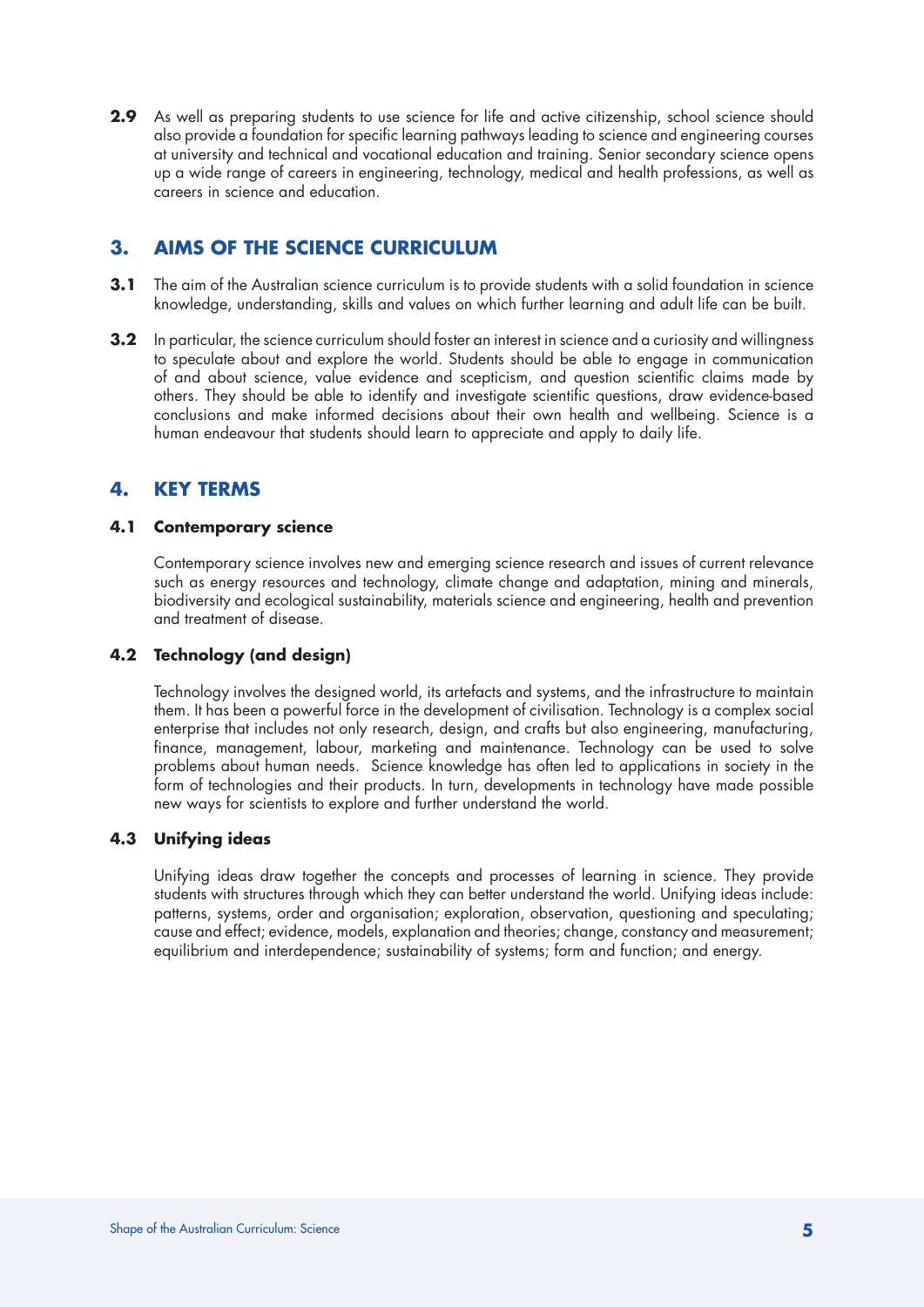**2.9** As well as preparing students to use science for life and active citizenship, school science should also provide a foundation for specific learning pathways leading to science and engineering courses at university and technical and vocational education and training. Senior secondary science opens up a wide range of careers in engineering, technology, medical and health professions, as well as careers in science and education.

## 3. AIMS OF THE SCIENCE CURRICULUM

**3.1** The aim of the Australian science curriculum is to provide students with a solid foundation in science knowledge, understanding, skills and values on which further learning and adult life can be built.

**3.2** In particular, the science curriculum should foster an interest in science and a curiosity and willingness to speculate about and explore the world. Students should be able to engage in communication of and about science, value evidence and scepticism, and question scientific claims made by others. They should be able to identify and investigate scientific questions, draw evidence-based conclusions and make informed decisions about their own health and wellbeing. Science is a human endeavour that students should learn to appreciate and apply to daily life.

## 4. KEY TERMS

### 4.1 Contemporary science

Contemporary science involves new and emerging science research and issues of current relevance such as energy resources and technology, climate change and adaptation, mining and minerals, biodiversity and ecological sustainability, materials science and engineering, health and prevention and treatment of disease.

### 4.2 Technology (and design)

Technology involves the designed world, its artefacts and systems, and the infrastructure to maintain them. It has been a powerful force in the development of civilisation. Technology is a complex social enterprise that includes not only research, design, and crafts but also engineering, manufacturing, finance, management, labour, marketing and maintenance. Technology can be used to solve problems about human needs. Science knowledge has often led to applications in society in the form of technologies and their products. In turn, developments in technology have made possible new ways for scientists to explore and further understand the world.

### 4.3 Unifying ideas

Unifying ideas draw together the concepts and processes of learning in science. They provide students with structures through which they can better understand the world. Unifying ideas include: patterns, systems, order and organisation; exploration, observation, questioning and speculating; cause and effect; evidence, models, explanation and theories; change, constancy and measurement; equilibrium and interdependence; sustainability of systems; form and function; and energy.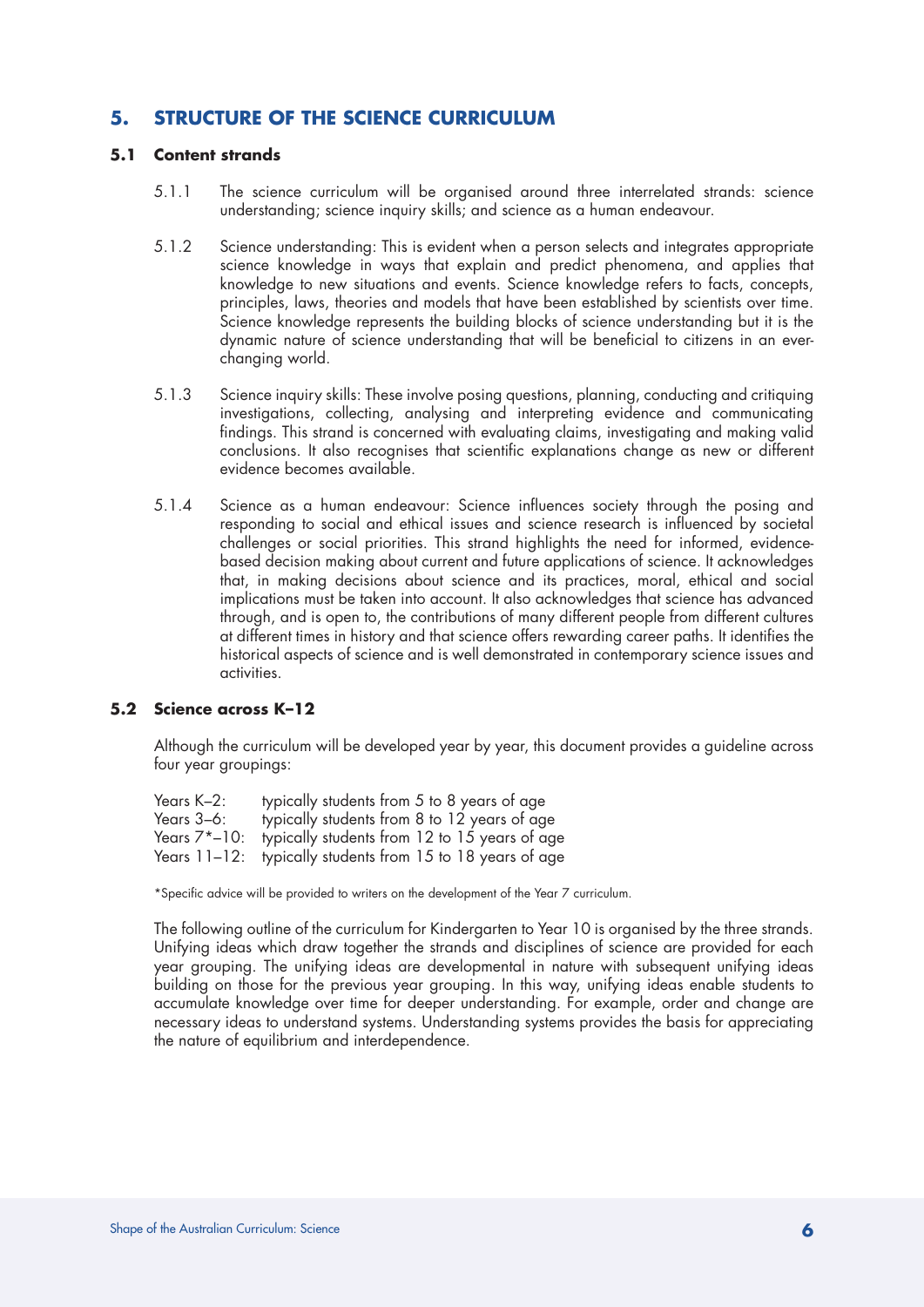## 5. STRUCTURE OF THE SCIENCE CURRICULUM

### 5.1 Content strands

5.1.1 The science curriculum will be organised around three interrelated strands: science understanding; science inquiry skills; and science as a human endeavour.

5.1.2 Science understanding: This is evident when a person selects and integrates appropriate science knowledge in ways that explain and predict phenomena, and applies that knowledge to new situations and events. Science knowledge refers to facts, concepts, principles, laws, theories and models that have been established by scientists over time. Science knowledge represents the building blocks of science understanding but it is the dynamic nature of science understanding that will be beneficial to citizens in an ever-changing world.

5.1.3 Science inquiry skills: These involve posing questions, planning, conducting and critiquing investigations, collecting, analysing and interpreting evidence and communicating findings. This strand is concerned with evaluating claims, investigating and making valid conclusions. It also recognises that scientific explanations change as new or different evidence becomes available.

5.1.4 Science as a human endeavour: Science influences society through the posing and responding to social and ethical issues and science research is influenced by societal challenges or social priorities. This strand highlights the need for informed, evidence-based decision making about current and future applications of science. It acknowledges that, in making decisions about science and its practices, moral, ethical and social implications must be taken into account. It also acknowledges that science has advanced through, and is open to, the contributions of many different people from different cultures at different times in history and that science offers rewarding career paths. It identifies the historical aspects of science and is well demonstrated in contemporary science issues and activities.

### 5.2 Science across K–12

Although the curriculum will be developed year by year, this document provides a guideline across four year groupings:

Years K–2: typically students from 5 to 8 years of age
Years 3–6: typically students from 8 to 12 years of age
Years 7*–10: typically students from 12 to 15 years of age
Years 11–12: typically students from 15 to 18 years of age

*Specific advice will be provided to writers on the development of the Year 7 curriculum.

The following outline of the curriculum for Kindergarten to Year 10 is organised by the three strands. Unifying ideas which draw together the strands and disciplines of science are provided for each year grouping. The unifying ideas are developmental in nature with subsequent unifying ideas building on those for the previous year grouping. In this way, unifying ideas enable students to accumulate knowledge over time for deeper understanding. For example, order and change are necessary ideas to understand systems. Understanding systems provides the basis for appreciating the nature of equilibrium and interdependence.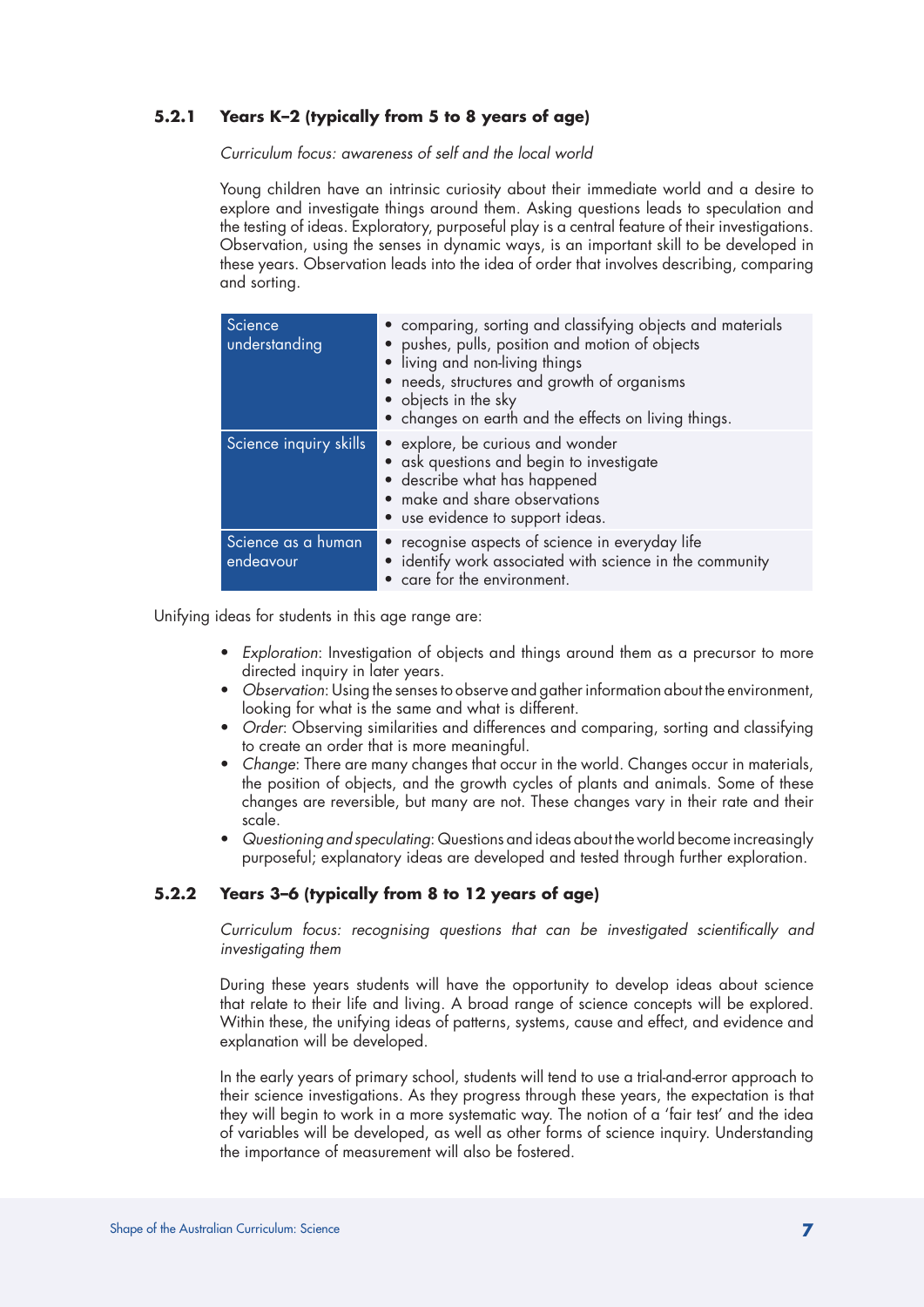### 5.2.1 Years K–2 (typically from 5 to 8 years of age)

*Curriculum focus: awareness of self and the local world*

Young children have an intrinsic curiosity about their immediate world and a desire to explore and investigate things around them. Asking questions leads to speculation and the testing of ideas. Exploratory, purposeful play is a central feature of their investigations. Observation, using the senses in dynamic ways, is an important skill to be developed in these years. Observation leads into the idea of order that involves describing, comparing and sorting.

| | |
|---|---|
| Science understanding | • comparing, sorting and classifying objects and materials<br>• pushes, pulls, position and motion of objects<br>• living and non-living things<br>• needs, structures and growth of organisms<br>• objects in the sky<br>• changes on earth and the effects on living things. |
| Science inquiry skills | • explore, be curious and wonder<br>• ask questions and begin to investigate<br>• describe what has happened<br>• make and share observations<br>• use evidence to support ideas. |
| Science as a human endeavour | • recognise aspects of science in everyday life<br>• identify work associated with science in the community<br>• care for the environment. |

Unifying ideas for students in this age range are:

- *Exploration*: Investigation of objects and things around them as a precursor to more directed inquiry in later years.
- *Observation*: Using the senses to observe and gather information about the environment, looking for what is the same and what is different.
- *Order*: Observing similarities and differences and comparing, sorting and classifying to create an order that is more meaningful.
- *Change*: There are many changes that occur in the world. Changes occur in materials, the position of objects, and the growth cycles of plants and animals. Some of these changes are reversible, but many are not. These changes vary in their rate and their scale.
- *Questioning and speculating*: Questions and ideas about the world become increasingly purposeful; explanatory ideas are developed and tested through further exploration.

### 5.2.2 Years 3–6 (typically from 8 to 12 years of age)

*Curriculum focus: recognising questions that can be investigated scientifically and investigating them*

During these years students will have the opportunity to develop ideas about science that relate to their life and living. A broad range of science concepts will be explored. Within these, the unifying ideas of patterns, systems, cause and effect, and evidence and explanation will be developed.

In the early years of primary school, students will tend to use a trial-and-error approach to their science investigations. As they progress through these years, the expectation is that they will begin to work in a more systematic way. The notion of a 'fair test' and the idea of variables will be developed, as well as other forms of science inquiry. Understanding the importance of measurement will also be fostered.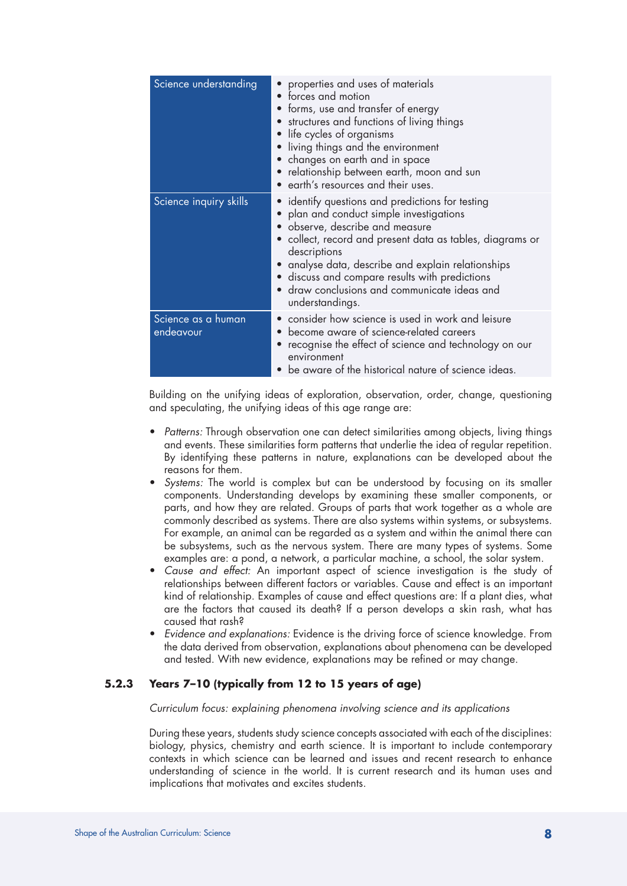| | |
|---|---|
| Science understanding | • properties and uses of materials<br>• forces and motion<br>• forms, use and transfer of energy<br>• structures and functions of living things<br>• life cycles of organisms<br>• living things and the environment<br>• changes on earth and in space<br>• relationship between earth, moon and sun<br>• earth's resources and their uses. |
| Science inquiry skills | • identify questions and predictions for testing<br>• plan and conduct simple investigations<br>• observe, describe and measure<br>• collect, record and present data as tables, diagrams or descriptions<br>• analyse data, describe and explain relationships<br>• discuss and compare results with predictions<br>• draw conclusions and communicate ideas and understandings. |
| Science as a human endeavour | • consider how science is used in work and leisure<br>• become aware of science-related careers<br>• recognise the effect of science and technology on our environment<br>• be aware of the historical nature of science ideas. |

Building on the unifying ideas of exploration, observation, order, change, questioning and speculating, the unifying ideas of this age range are:

- *Patterns:* Through observation one can detect similarities among objects, living things and events. These similarities form patterns that underlie the idea of regular repetition. By identifying these patterns in nature, explanations can be developed about the reasons for them.
- *Systems:* The world is complex but can be understood by focusing on its smaller components. Understanding develops by examining these smaller components, or parts, and how they are related. Groups of parts that work together as a whole are commonly described as systems. There are also systems within systems, or subsystems. For example, an animal can be regarded as a system and within the animal there can be subsystems, such as the nervous system. There are many types of systems. Some examples are: a pond, a network, a particular machine, a school, the solar system.
- *Cause and effect:* An important aspect of science investigation is the study of relationships between different factors or variables. Cause and effect is an important kind of relationship. Examples of cause and effect questions are: If a plant dies, what are the factors that caused its death? If a person develops a skin rash, what has caused that rash?
- *Evidence and explanations:* Evidence is the driving force of science knowledge. From the data derived from observation, explanations about phenomena can be developed and tested. With new evidence, explanations may be refined or may change.

### 5.2.3 Years 7–10 (typically from 12 to 15 years of age)

*Curriculum focus: explaining phenomena involving science and its applications*

During these years, students study science concepts associated with each of the disciplines: biology, physics, chemistry and earth science. It is important to include contemporary contexts in which science can be learned and issues and recent research to enhance understanding of science in the world. It is current research and its human uses and implications that motivates and excites students.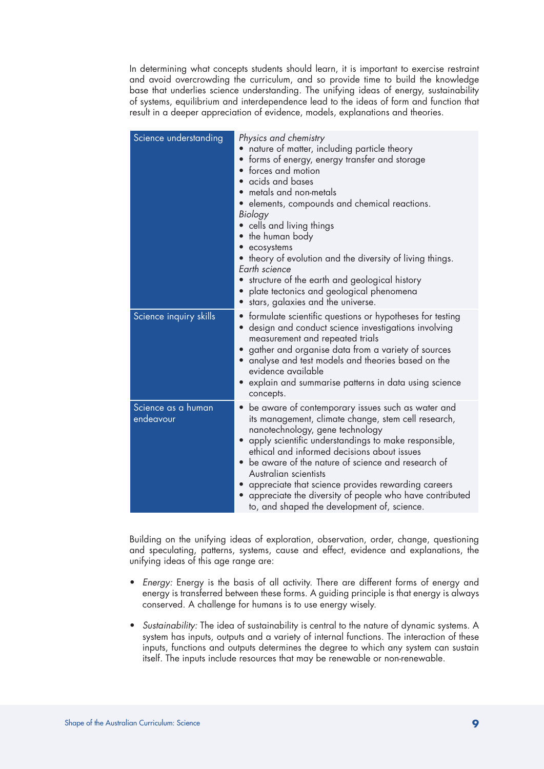In determining what concepts students should learn, it is important to exercise restraint and avoid overcrowding the curriculum, and so provide time to build the knowledge base that underlies science understanding. The unifying ideas of energy, sustainability of systems, equilibrium and interdependence lead to the ideas of form and function that result in a deeper appreciation of evidence, models, explanations and theories.

| | |
|---|---|
| Science understanding | *Physics and chemistry*<br>• nature of matter, including particle theory<br>• forms of energy, energy transfer and storage<br>• forces and motion<br>• acids and bases<br>• metals and non-metals<br>• elements, compounds and chemical reactions.<br>*Biology*<br>• cells and living things<br>• the human body<br>• ecosystems<br>• theory of evolution and the diversity of living things.<br>*Earth science*<br>• structure of the earth and geological history<br>• plate tectonics and geological phenomena<br>• stars, galaxies and the universe. |
| Science inquiry skills | • formulate scientific questions or hypotheses for testing<br>• design and conduct science investigations involving measurement and repeated trials<br>• gather and organise data from a variety of sources<br>• analyse and test models and theories based on the evidence available<br>• explain and summarise patterns in data using science concepts. |
| Science as a human endeavour | • be aware of contemporary issues such as water and its management, climate change, stem cell research, nanotechnology, gene technology<br>• apply scientific understandings to make responsible, ethical and informed decisions about issues<br>• be aware of the nature of science and research of Australian scientists<br>• appreciate that science provides rewarding careers<br>• appreciate the diversity of people who have contributed to, and shaped the development of, science. |

Building on the unifying ideas of exploration, observation, order, change, questioning and speculating, patterns, systems, cause and effect, evidence and explanations, the unifying ideas of this age range are:

- *Energy:* Energy is the basis of all activity. There are different forms of energy and energy is transferred between these forms. A guiding principle is that energy is always conserved. A challenge for humans is to use energy wisely.

- *Sustainability:* The idea of sustainability is central to the nature of dynamic systems. A system has inputs, outputs and a variety of internal functions. The interaction of these inputs, functions and outputs determines the degree to which any system can sustain itself. The inputs include resources that may be renewable or non-renewable.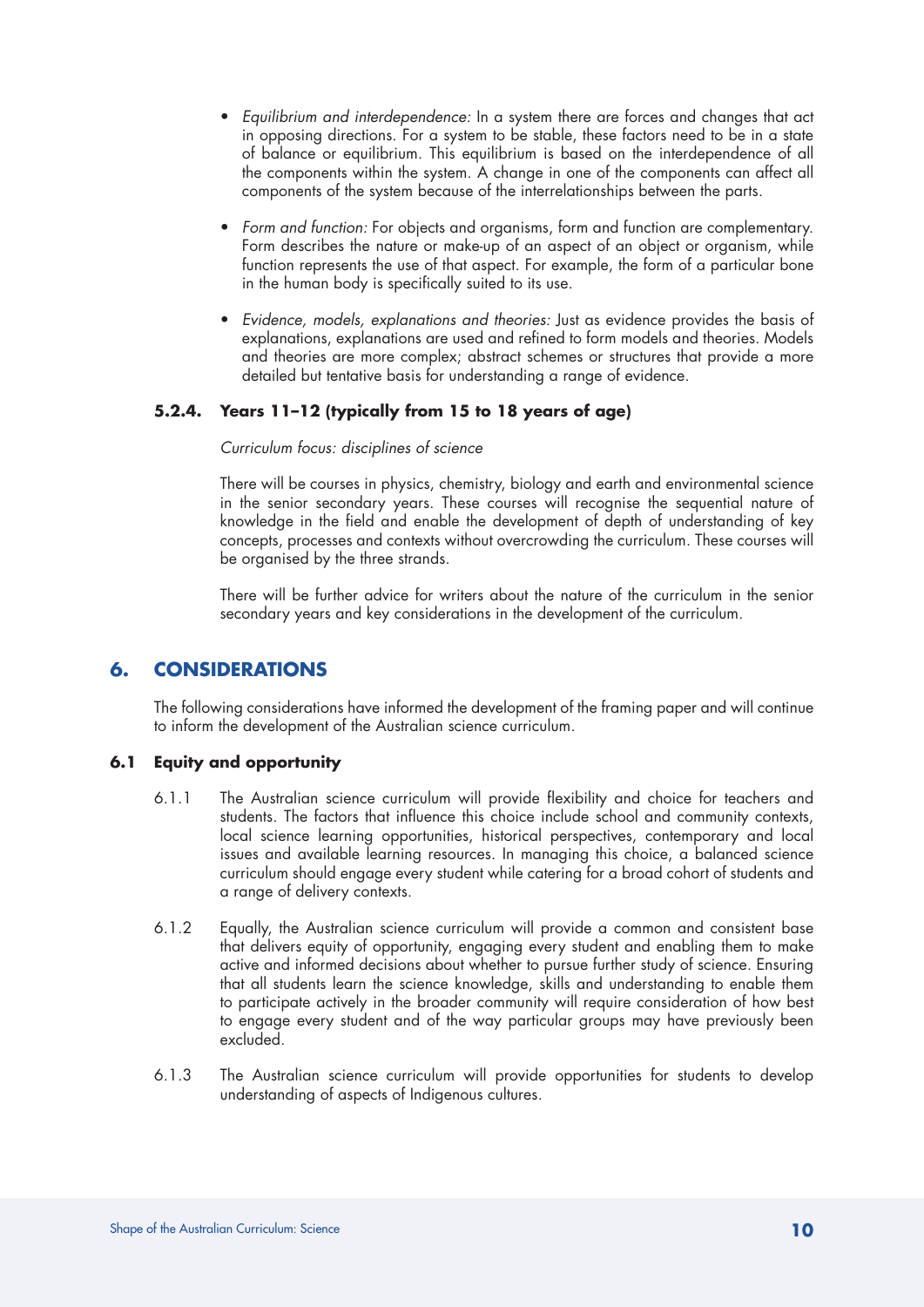- *Equilibrium and interdependence:* In a system there are forces and changes that act in opposing directions. For a system to be stable, these factors need to be in a state of balance or equilibrium. This equilibrium is based on the interdependence of all the components within the system. A change in one of the components can affect all components of the system because of the interrelationships between the parts.

- *Form and function:* For objects and organisms, form and function are complementary. Form describes the nature or make-up of an aspect of an object or organism, while function represents the use of that aspect. For example, the form of a particular bone in the human body is specifically suited to its use.

- *Evidence, models, explanations and theories:* Just as evidence provides the basis of explanations, explanations are used and refined to form models and theories. Models and theories are more complex; abstract schemes or structures that provide a more detailed but tentative basis for understanding a range of evidence.

### 5.2.4. Years 11–12 (typically from 15 to 18 years of age)

*Curriculum focus: disciplines of science*

There will be courses in physics, chemistry, biology and earth and environmental science in the senior secondary years. These courses will recognise the sequential nature of knowledge in the field and enable the development of depth of understanding of key concepts, processes and contexts without overcrowding the curriculum. These courses will be organised by the three strands.

There will be further advice for writers about the nature of the curriculum in the senior secondary years and key considerations in the development of the curriculum.

## 6. CONSIDERATIONS

The following considerations have informed the development of the framing paper and will continue to inform the development of the Australian science curriculum.

### 6.1 Equity and opportunity

6.1.1 The Australian science curriculum will provide flexibility and choice for teachers and students. The factors that influence this choice include school and community contexts, local science learning opportunities, historical perspectives, contemporary and local issues and available learning resources. In managing this choice, a balanced science curriculum should engage every student while catering for a broad cohort of students and a range of delivery contexts.

6.1.2 Equally, the Australian science curriculum will provide a common and consistent base that delivers equity of opportunity, engaging every student and enabling them to make active and informed decisions about whether to pursue further study of science. Ensuring that all students learn the science knowledge, skills and understanding to enable them to participate actively in the broader community will require consideration of how best to engage every student and of the way particular groups may have previously been excluded.

6.1.3 The Australian science curriculum will provide opportunities for students to develop understanding of aspects of Indigenous cultures.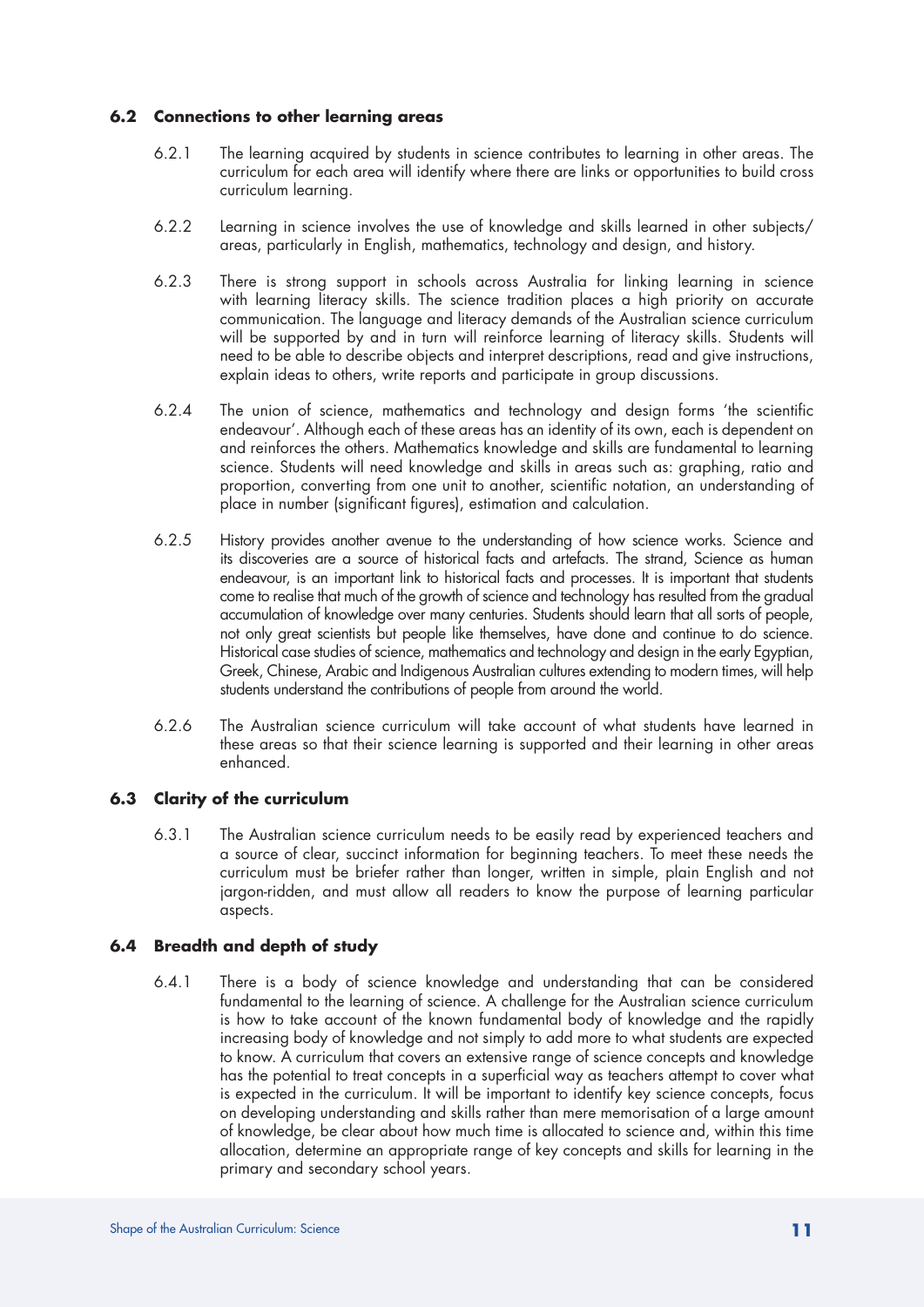### 6.2 Connections to other learning areas

6.2.1 The learning acquired by students in science contributes to learning in other areas. The curriculum for each area will identify where there are links or opportunities to build cross curriculum learning.

6.2.2 Learning in science involves the use of knowledge and skills learned in other subjects/areas, particularly in English, mathematics, technology and design, and history.

6.2.3 There is strong support in schools across Australia for linking learning in science with learning literacy skills. The science tradition places a high priority on accurate communication. The language and literacy demands of the Australian science curriculum will be supported by and in turn will reinforce learning of literacy skills. Students will need to be able to describe objects and interpret descriptions, read and give instructions, explain ideas to others, write reports and participate in group discussions.

6.2.4 The union of science, mathematics and technology and design forms 'the scientific endeavour'. Although each of these areas has an identity of its own, each is dependent on and reinforces the others. Mathematics knowledge and skills are fundamental to learning science. Students will need knowledge and skills in areas such as: graphing, ratio and proportion, converting from one unit to another, scientific notation, an understanding of place in number (significant figures), estimation and calculation.

6.2.5 History provides another avenue to the understanding of how science works. Science and its discoveries are a source of historical facts and artefacts. The strand, Science as human endeavour, is an important link to historical facts and processes. It is important that students come to realise that much of the growth of science and technology has resulted from the gradual accumulation of knowledge over many centuries. Students should learn that all sorts of people, not only great scientists but people like themselves, have done and continue to do science. Historical case studies of science, mathematics and technology and design in the early Egyptian, Greek, Chinese, Arabic and Indigenous Australian cultures extending to modern times, will help students understand the contributions of people from around the world.

6.2.6 The Australian science curriculum will take account of what students have learned in these areas so that their science learning is supported and their learning in other areas enhanced.

### 6.3 Clarity of the curriculum

6.3.1 The Australian science curriculum needs to be easily read by experienced teachers and a source of clear, succinct information for beginning teachers. To meet these needs the curriculum must be briefer rather than longer, written in simple, plain English and not jargon-ridden, and must allow all readers to know the purpose of learning particular aspects.

### 6.4 Breadth and depth of study

6.4.1 There is a body of science knowledge and understanding that can be considered fundamental to the learning of science. A challenge for the Australian science curriculum is how to take account of the known fundamental body of knowledge and the rapidly increasing body of knowledge and not simply to add more to what students are expected to know. A curriculum that covers an extensive range of science concepts and knowledge has the potential to treat concepts in a superficial way as teachers attempt to cover what is expected in the curriculum. It will be important to identify key science concepts, focus on developing understanding and skills rather than mere memorisation of a large amount of knowledge, be clear about how much time is allocated to science and, within this time allocation, determine an appropriate range of key concepts and skills for learning in the primary and secondary school years.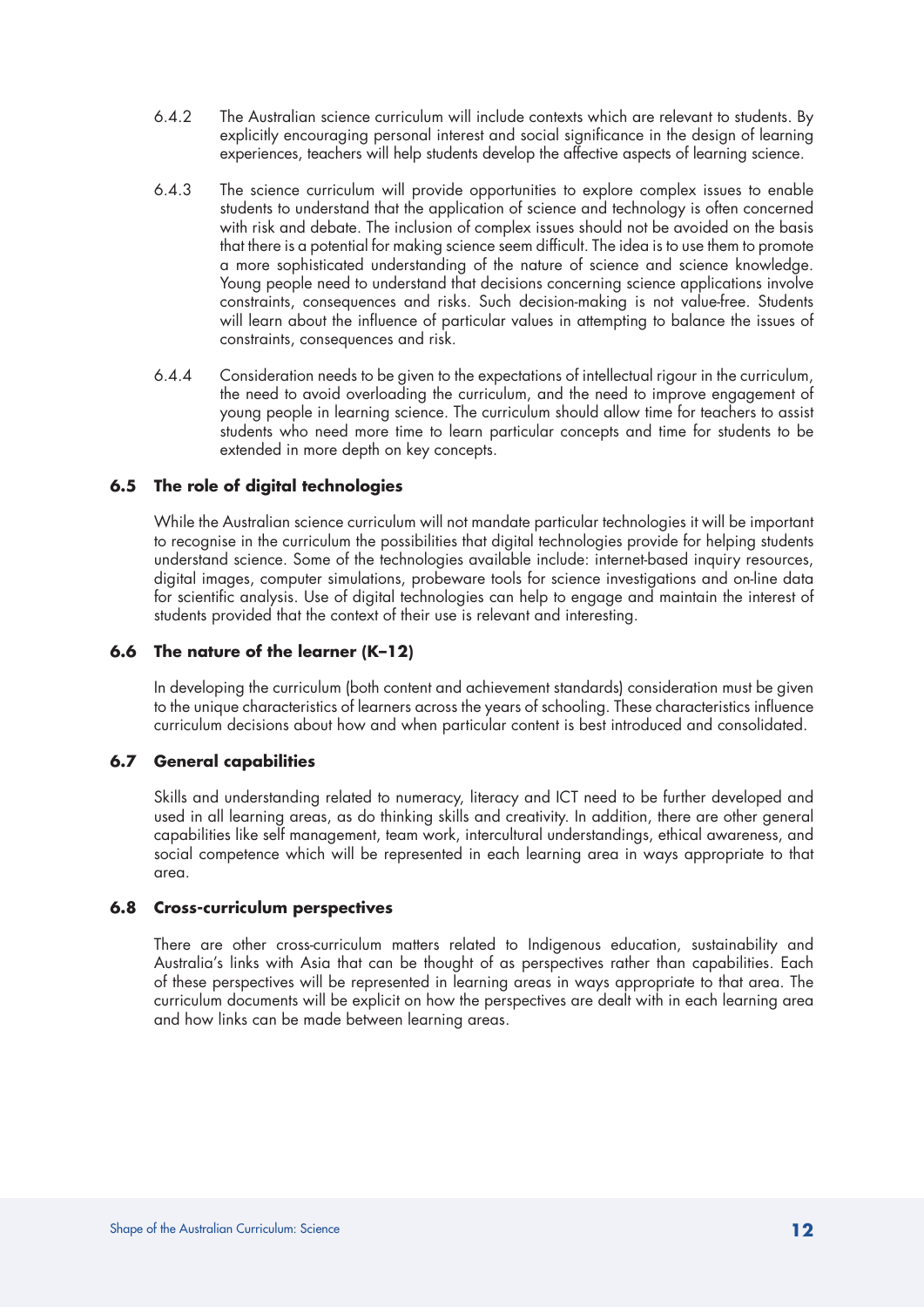6.4.2 The Australian science curriculum will include contexts which are relevant to students. By explicitly encouraging personal interest and social significance in the design of learning experiences, teachers will help students develop the affective aspects of learning science.

6.4.3 The science curriculum will provide opportunities to explore complex issues to enable students to understand that the application of science and technology is often concerned with risk and debate. The inclusion of complex issues should not be avoided on the basis that there is a potential for making science seem difficult. The idea is to use them to promote a more sophisticated understanding of the nature of science and science knowledge. Young people need to understand that decisions concerning science applications involve constraints, consequences and risks. Such decision-making is not value-free. Students will learn about the influence of particular values in attempting to balance the issues of constraints, consequences and risk.

6.4.4 Consideration needs to be given to the expectations of intellectual rigour in the curriculum, the need to avoid overloading the curriculum, and the need to improve engagement of young people in learning science. The curriculum should allow time for teachers to assist students who need more time to learn particular concepts and time for students to be extended in more depth on key concepts.

### 6.5 The role of digital technologies

While the Australian science curriculum will not mandate particular technologies it will be important to recognise in the curriculum the possibilities that digital technologies provide for helping students understand science. Some of the technologies available include: internet-based inquiry resources, digital images, computer simulations, probeware tools for science investigations and on-line data for scientific analysis. Use of digital technologies can help to engage and maintain the interest of students provided that the context of their use is relevant and interesting.

### 6.6 The nature of the learner (K–12)

In developing the curriculum (both content and achievement standards) consideration must be given to the unique characteristics of learners across the years of schooling. These characteristics influence curriculum decisions about how and when particular content is best introduced and consolidated.

### 6.7 General capabilities

Skills and understanding related to numeracy, literacy and ICT need to be further developed and used in all learning areas, as do thinking skills and creativity. In addition, there are other general capabilities like self management, team work, intercultural understandings, ethical awareness, and social competence which will be represented in each learning area in ways appropriate to that area.

### 6.8 Cross-curriculum perspectives

There are other cross-curriculum matters related to Indigenous education, sustainability and Australia's links with Asia that can be thought of as perspectives rather than capabilities. Each of these perspectives will be represented in learning areas in ways appropriate to that area. The curriculum documents will be explicit on how the perspectives are dealt with in each learning area and how links can be made between learning areas.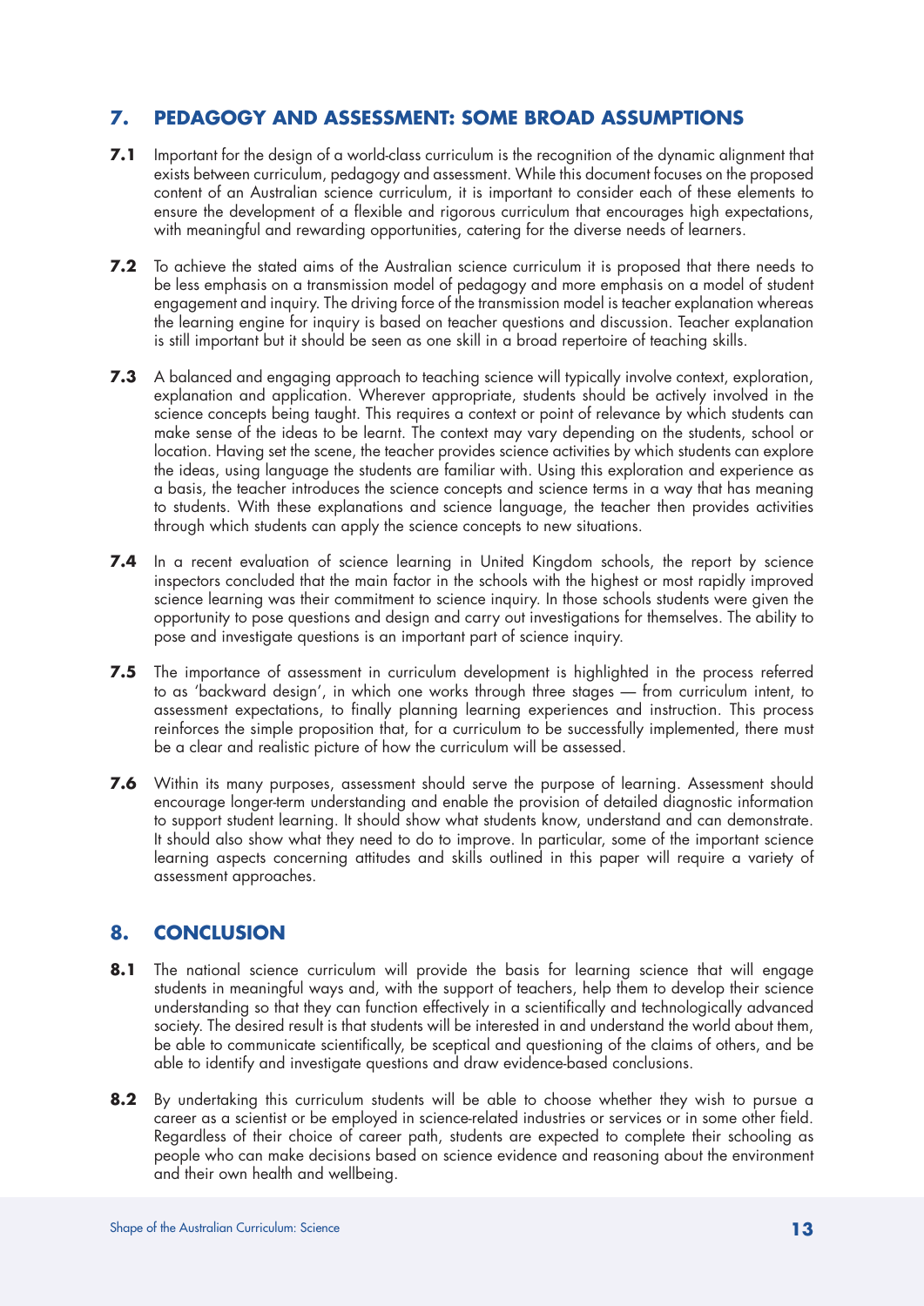## 7. PEDAGOGY AND ASSESSMENT: SOME BROAD ASSUMPTIONS

**7.1** Important for the design of a world-class curriculum is the recognition of the dynamic alignment that exists between curriculum, pedagogy and assessment. While this document focuses on the proposed content of an Australian science curriculum, it is important to consider each of these elements to ensure the development of a flexible and rigorous curriculum that encourages high expectations, with meaningful and rewarding opportunities, catering for the diverse needs of learners.

**7.2** To achieve the stated aims of the Australian science curriculum it is proposed that there needs to be less emphasis on a transmission model of pedagogy and more emphasis on a model of student engagement and inquiry. The driving force of the transmission model is teacher explanation whereas the learning engine for inquiry is based on teacher questions and discussion. Teacher explanation is still important but it should be seen as one skill in a broad repertoire of teaching skills.

**7.3** A balanced and engaging approach to teaching science will typically involve context, exploration, explanation and application. Wherever appropriate, students should be actively involved in the science concepts being taught. This requires a context or point of relevance by which students can make sense of the ideas to be learnt. The context may vary depending on the students, school or location. Having set the scene, the teacher provides science activities by which students can explore the ideas, using language the students are familiar with. Using this exploration and experience as a basis, the teacher introduces the science concepts and science terms in a way that has meaning to students. With these explanations and science language, the teacher then provides activities through which students can apply the science concepts to new situations.

**7.4** In a recent evaluation of science learning in United Kingdom schools, the report by science inspectors concluded that the main factor in the schools with the highest or most rapidly improved science learning was their commitment to science inquiry. In those schools students were given the opportunity to pose questions and design and carry out investigations for themselves. The ability to pose and investigate questions is an important part of science inquiry.

**7.5** The importance of assessment in curriculum development is highlighted in the process referred to as 'backward design', in which one works through three stages — from curriculum intent, to assessment expectations, to finally planning learning experiences and instruction. This process reinforces the simple proposition that, for a curriculum to be successfully implemented, there must be a clear and realistic picture of how the curriculum will be assessed.

**7.6** Within its many purposes, assessment should serve the purpose of learning. Assessment should encourage longer-term understanding and enable the provision of detailed diagnostic information to support student learning. It should show what students know, understand and can demonstrate. It should also show what they need to do to improve. In particular, some of the important science learning aspects concerning attitudes and skills outlined in this paper will require a variety of assessment approaches.

## 8. CONCLUSION

**8.1** The national science curriculum will provide the basis for learning science that will engage students in meaningful ways and, with the support of teachers, help them to develop their science understanding so that they can function effectively in a scientifically and technologically advanced society. The desired result is that students will be interested in and understand the world about them, be able to communicate scientifically, be sceptical and questioning of the claims of others, and be able to identify and investigate questions and draw evidence-based conclusions.

**8.2** By undertaking this curriculum students will be able to choose whether they wish to pursue a career as a scientist or be employed in science-related industries or services or in some other field. Regardless of their choice of career path, students are expected to complete their schooling as people who can make decisions based on science evidence and reasoning about the environment and their own health and wellbeing.